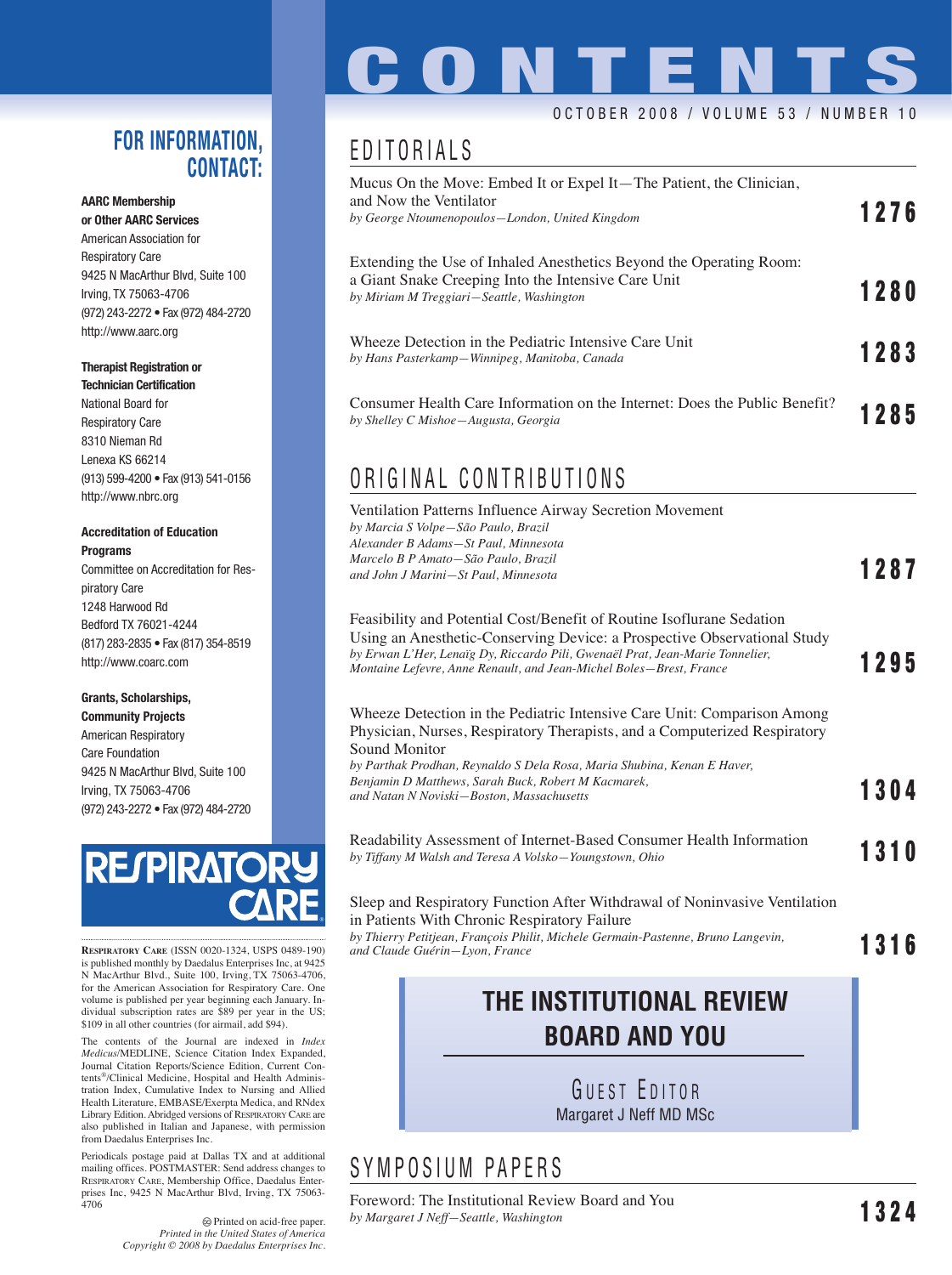# CONTENTS

OCTOBER 2008 / VOLUME 53 / NUMBER 10

## EDITORIALS

Mucus On the Move: Embed It or Expel It—The Patient, the Clinician, and Now the Ventilator
*by George Ntoumenopoulos—London, United Kingdom* **1276**

Extending the Use of Inhaled Anesthetics Beyond the Operating Room: a Giant Snake Creeping Into the Intensive Care Unit
*by Miriam M Treggiari—Seattle, Washington* **1280**

Wheeze Detection in the Pediatric Intensive Care Unit
*by Hans Pasterkamp—Winnipeg, Manitoba, Canada* **1283**

Consumer Health Care Information on the Internet: Does the Public Benefit?
*by Shelley C Mishoe—Augusta, Georgia* **1285**

## ORIGINAL CONTRIBUTIONS

Ventilation Patterns Influence Airway Secretion Movement
*by Marcia S Volpe—São Paulo, Brazil*
*Alexander B Adams—St Paul, Minnesota*
*Marcelo B P Amato—São Paulo, Brazil*
*and John J Marini—St Paul, Minnesota* **1287**

Feasibility and Potential Cost/Benefit of Routine Isoflurane Sedation Using an Anesthetic-Conserving Device: a Prospective Observational Study
*by Erwan L'Her, Lenaïg Dy, Riccardo Pili, Gwenaël Prat, Jean-Marie Tonnelier, Montaine Lefevre, Anne Renault, and Jean-Michel Boles—Brest, France* **1295**

Wheeze Detection in the Pediatric Intensive Care Unit: Comparison Among Physician, Nurses, Respiratory Therapists, and a Computerized Respiratory Sound Monitor
*by Parthak Prodhan, Reynaldo S Dela Rosa, Maria Shubina, Kenan E Haver, Benjamin D Matthews, Sarah Buck, Robert M Kacmarek, and Natan N Noviski—Boston, Massachusetts* **1304**

Readability Assessment of Internet-Based Consumer Health Information
*by Tiffany M Walsh and Teresa A Volsko—Youngstown, Ohio* **1310**

Sleep and Respiratory Function After Withdrawal of Noninvasive Ventilation in Patients With Chronic Respiratory Failure
*by Thierry Petitjean, François Philit, Michele Germain-Pastenne, Bruno Langevin, and Claude Guérin—Lyon, France* **1316**

## THE INSTITUTIONAL REVIEW BOARD AND YOU

GUEST EDITOR
Margaret J Neff MD MSc

## SYMPOSIUM PAPERS

Foreword: The Institutional Review Board and You
*by Margaret J Neff—Seattle, Washington* **1324**

## FOR INFORMATION, CONTACT:

**AARC Membership or Other AARC Services**
American Association for Respiratory Care
9425 N MacArthur Blvd, Suite 100
Irving, TX 75063-4706
(972) 243-2272 • Fax (972) 484-2720
http://www.aarc.org

**Therapist Registration or Technician Certification**
National Board for Respiratory Care
8310 Nieman Rd
Lenexa KS 66214
(913) 599-4200 • Fax (913) 541-0156
http://www.nbrc.org

**Accreditation of Education Programs**
Committee on Accreditation for Respiratory Care
1248 Harwood Rd
Bedford TX 76021-4244
(817) 283-2835 • Fax (817) 354-8519
http://www.coarc.com

**Grants, Scholarships, Community Projects**
American Respiratory Care Foundation
9425 N MacArthur Blvd, Suite 100
Irving, TX 75063-4706
(972) 243-2272 • Fax (972) 484-2720

RESPIRATORY CARE

RESPIRATORY CARE (ISSN 0020-1324, USPS 0489-190) is published monthly by Daedalus Enterprises Inc, at 9425 N MacArthur Blvd., Suite 100, Irving, TX 75063-4706, for the American Association for Respiratory Care. One volume is published per year beginning each January. Individual subscription rates are $89 per year in the US; $109 in all other countries (for airmail, add $94).

The contents of the Journal are indexed in *Index Medicus*/MEDLINE, Science Citation Index Expanded, Journal Citation Reports/Science Edition, Current Contents®/Clinical Medicine, Hospital and Health Administration Index, Cumulative Index to Nursing and Allied Health Literature, EMBASE/Exerpta Medica, and RNdex Library Edition. Abridged versions of RESPIRATORY CARE are also published in Italian and Japanese, with permission from Daedalus Enterprises Inc.

Periodicals postage paid at Dallas TX and at additional mailing offices. POSTMASTER: Send address changes to RESPIRATORY CARE, Membership Office, Daedalus Enterprises Inc, 9425 N MacArthur Blvd, Irving, TX 75063-4706

Printed on acid-free paper.
*Printed in the United States of America*
*Copyright © 2008 by Daedalus Enterprises Inc.*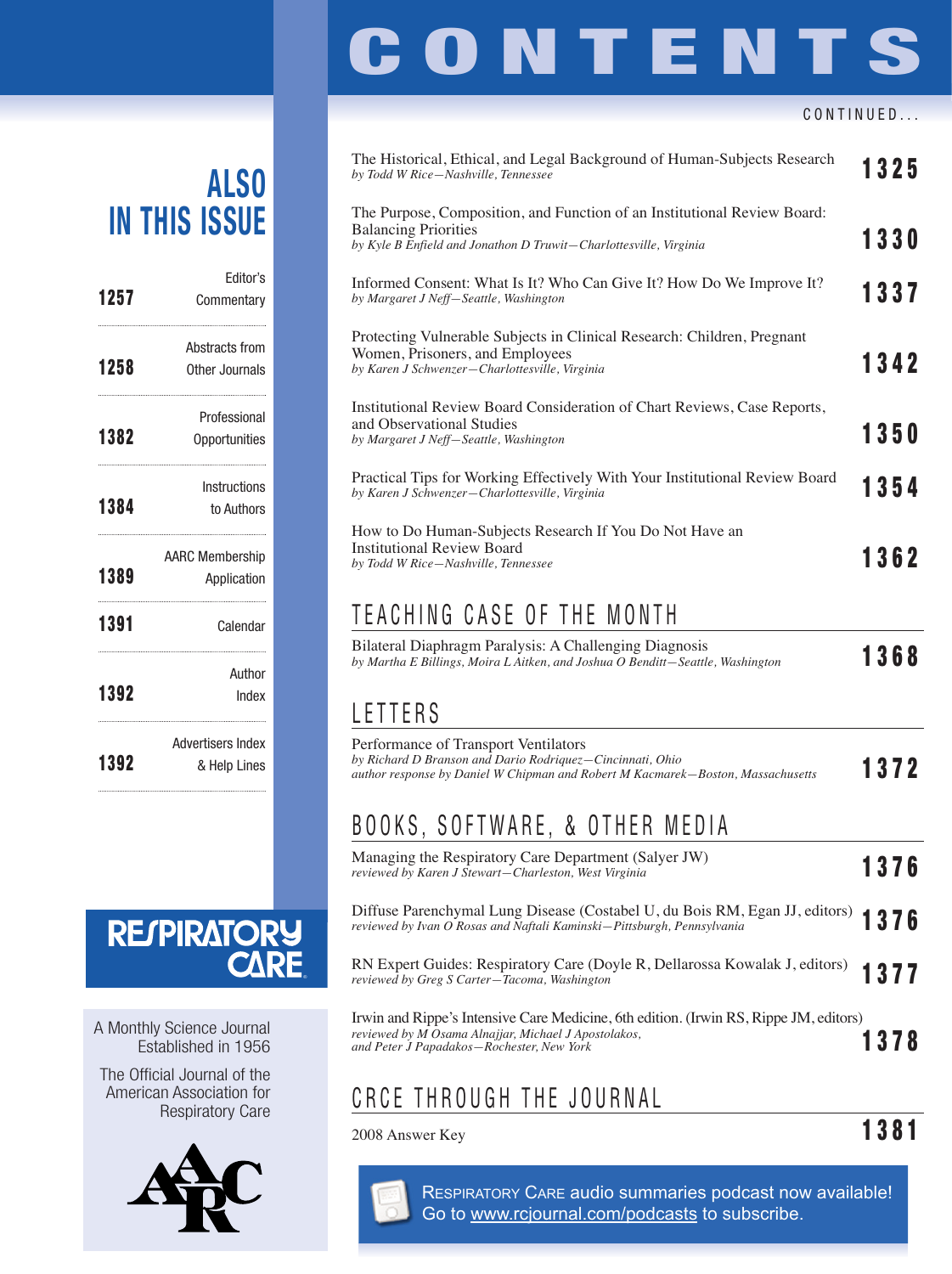# CONTENTS

CONTINUED...

The Historical, Ethical, and Legal Background of Human-Subjects Research — **1325**
*by Todd W Rice—Nashville, Tennessee*

The Purpose, Composition, and Function of an Institutional Review Board: Balancing Priorities — **1330**
*by Kyle B Enfield and Jonathon D Truwit—Charlottesville, Virginia*

Informed Consent: What Is It? Who Can Give It? How Do We Improve It? — **1337**
*by Margaret J Neff—Seattle, Washington*

Protecting Vulnerable Subjects in Clinical Research: Children, Pregnant Women, Prisoners, and Employees — **1342**
*by Karen J Schwenzer—Charlottesville, Virginia*

Institutional Review Board Consideration of Chart Reviews, Case Reports, and Observational Studies — **1350**
*by Margaret J Neff—Seattle, Washington*

Practical Tips for Working Effectively With Your Institutional Review Board — **1354**
*by Karen J Schwenzer—Charlottesville, Virginia*

How to Do Human-Subjects Research If You Do Not Have an Institutional Review Board — **1362**
*by Todd W Rice—Nashville, Tennessee*

## TEACHING CASE OF THE MONTH

Bilateral Diaphragm Paralysis: A Challenging Diagnosis — **1368**
*by Martha E Billings, Moira L Aitken, and Joshua O Benditt—Seattle, Washington*

## LETTERS

Performance of Transport Ventilators — **1372**
*by Richard D Branson and Dario Rodriquez—Cincinnati, Ohio*
*author response by Daniel W Chipman and Robert M Kacmarek—Boston, Massachusetts*

## BOOKS, SOFTWARE, & OTHER MEDIA

Managing the Respiratory Care Department (Salyer JW) — **1376**
*reviewed by Karen J Stewart—Charleston, West Virginia*

Diffuse Parenchymal Lung Disease (Costabel U, du Bois RM, Egan JJ, editors) — **1376**
*reviewed by Ivan O Rosas and Naftali Kaminski—Pittsburgh, Pennsylvania*

RN Expert Guides: Respiratory Care (Doyle R, Dellarossa Kowalak J, editors) — **1377**
*reviewed by Greg S Carter—Tacoma, Washington*

Irwin and Rippe's Intensive Care Medicine, 6th edition. (Irwin RS, Rippe JM, editors) — **1378**
*reviewed by M Osama Alnajjar, Michael J Apostolakos, and Peter J Papadakos—Rochester, New York*

## CRCE THROUGH THE JOURNAL

2008 Answer Key — **1381**

RESPIRATORY CARE audio summaries podcast now available! Go to www.rcjournal.com/podcasts to subscribe.

## ALSO IN THIS ISSUE

| | |
|---|---|
| 1257 | Editor's Commentary |
| 1258 | Abstracts from Other Journals |
| 1382 | Professional Opportunities |
| 1384 | Instructions to Authors |
| 1389 | AARC Membership Application |
| 1391 | Calendar |
| 1392 | Author Index |
| 1392 | Advertisers Index & Help Lines |

RESPIRATORY CARE

A Monthly Science Journal
Established in 1956

The Official Journal of the American Association for Respiratory Care

AARC